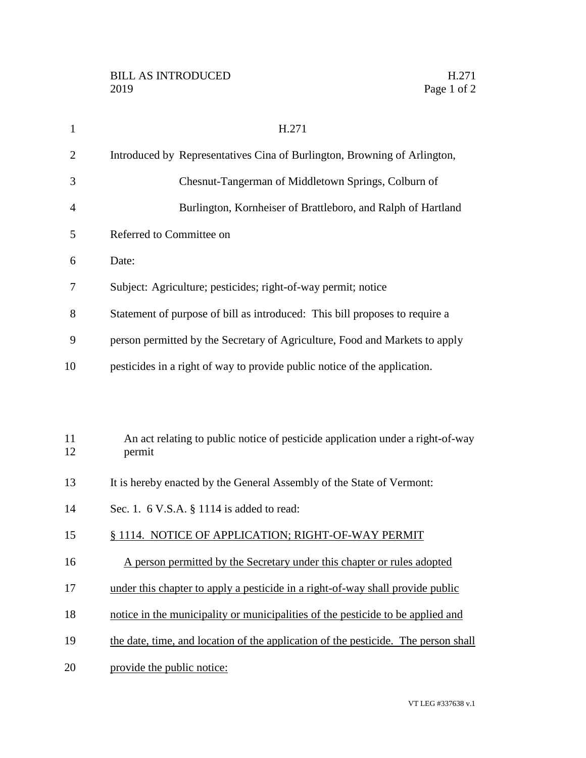BILL AS INTRODUCED
2019

H.271

Introduced by Representatives Cina of Burlington, Browning of Arlington, Chesnut-Tangerman of Middletown Springs, Colburn of Burlington, Kornheiser of Brattleboro, and Ralph of Hartland

Referred to Committee on

Date:

Subject: Agriculture; pesticides; right-of-way permit; notice

Statement of purpose of bill as introduced: This bill proposes to require a person permitted by the Secretary of Agriculture, Food and Markets to apply pesticides in a right of way to provide public notice of the application.

An act relating to public notice of pesticide application under a right-of-way permit

It is hereby enacted by the General Assembly of the State of Vermont:

Sec. 1. 6 V.S.A. § 1114 is added to read:

§ 1114. NOTICE OF APPLICATION; RIGHT-OF-WAY PERMIT

A person permitted by the Secretary under this chapter or rules adopted under this chapter to apply a pesticide in a right-of-way shall provide public notice in the municipality or municipalities of the pesticide to be applied and the date, time, and location of the application of the pesticide. The person shall provide the public notice: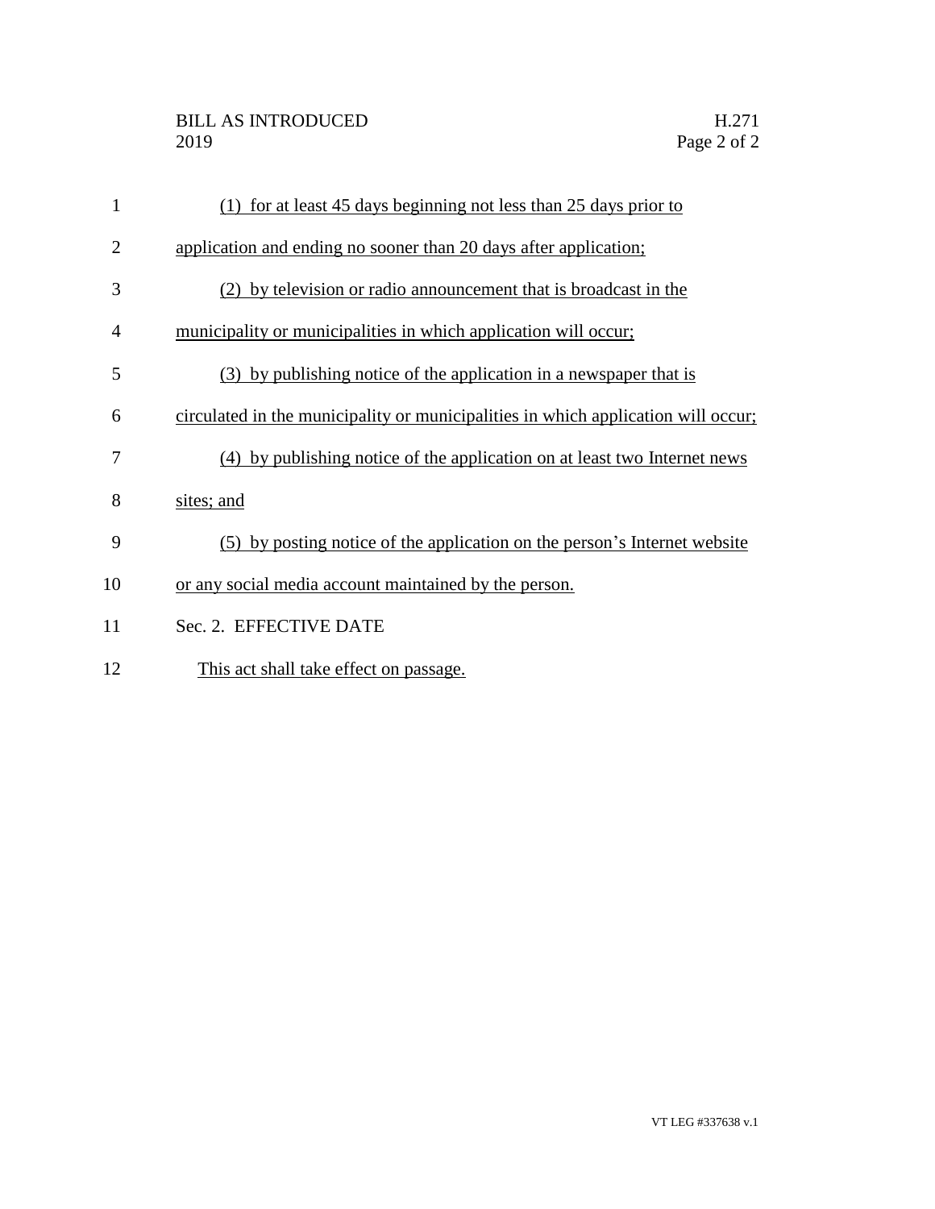(1) for at least 45 days beginning not less than 25 days prior to application and ending no sooner than 20 days after application;

(2) by television or radio announcement that is broadcast in the municipality or municipalities in which application will occur;

(3) by publishing notice of the application in a newspaper that is circulated in the municipality or municipalities in which application will occur;

(4) by publishing notice of the application on at least two Internet news sites; and

(5) by posting notice of the application on the person's Internet website or any social media account maintained by the person.

Sec. 2. EFFECTIVE DATE

This act shall take effect on passage.